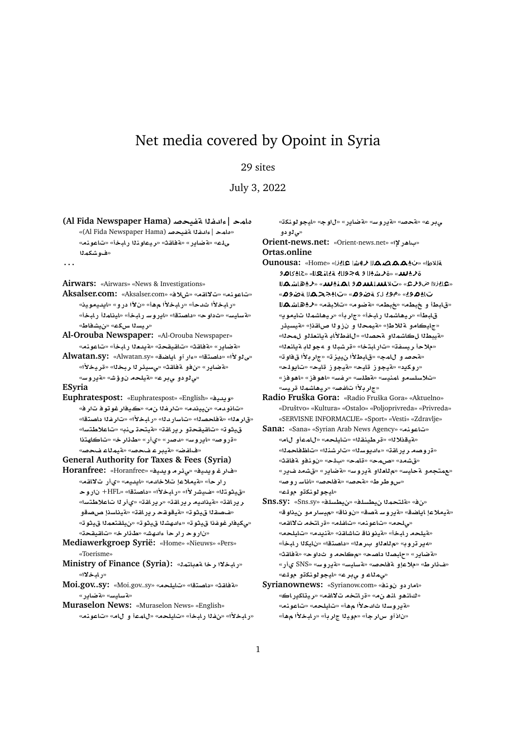# Net media covered by Opoint in Syria

29 sites

July 3, 2022

**(Al Fida Newspaper Hama) صحيفة الفداء | حماة** «(Al Fida Newspaper Hama) صحيفة الفداء | حماة» «منوعات» «أخبار النواعير» «ثقافة» «رياضة» «على المكشوف»

...

**Airwars:** «Airwars» «News & Investigations»

**Aksalser.com:** «Aksalser.com» «فلاش» «مقالات» «منوعات» «نيوميديا» «ورد الآن» «أهم الأخبار» «أحدث الأخبار» «أخبار ألمانيا» «أخبار سوريا» «اقتصاد» «حوادث» «سياسة» «طافشين» «عكس السير»

**Al-Orouba Newspaper:** «Al-Orouba Newspaper» «منوعات» «أخبار المدينة» «تحقيقات» «ثقافة» «رياضة»

**Alwatan.sy:** «Alwatan.sy» «اقتصاد» «الأولى» «الأخيرة» «الخبر الرئيسي» «ثقافة» «فنون» «رياضة» «سورية» «شؤون محلية» «عربي ودولي»

**ESyria**

**Euphratespost:** «Euphratespost» «English» «فيديو» «فرات فوتوغرافيك» «منتديات الفرات» «مدونات» «اقتصاد الفرات» «الأخبار» «الدراسات» «الصحافة» «العراق» «استطلاعات» «بنى تحتية» «التقارير والتحقيقات» «توثيق» «انتهاكات» «خرائط» «رأي» «رصد» «سوريا» «صور» «صحف عربية» «صحف عالمية» «فضفاف»

**General Authority for Taxes & Fees (Syria)**

**Horanfree:** «Horanfree» «فيديو وغراف» «فيديو ومرئي» «مقالات رأي» «ميديا» «خدمات إعلامية» «أحرار» «التوثيق» «الأرشيف» «الأخبار» «اقتصاد» «HFL+» «حوران» «استطلاعات» «تقارير رأي» «تقارير» «تقارير ميدانية» «تقارير إنسانية» «توثيق حقوقي» «وقصص إنسانية» «توثيق القصف» «توثيق المعتقلين» «توثيق الشهداء» «توثيق إنفوغرافيكي» «تحقيقات» «خرائط» «أحرار حوران»

**Mediawerkgroep Syrië:** «Home» «Nieuws» «Pers» «Toerisme»

**Ministry of Finance (Syria):** «المتابعة آخر الأخبار» «الأخبار»

**Moi.gov..sy:** «Moi.gov..sy» «محليات» «اقتصاد» «ثقافة» «رياضة» «سياسة»

**Muraselon News:** «Muraselon News» «English» «الأخبار» «أخبار الفن» «محليات» «مال و أعمال» «منوعات» «تكنولوجيا» «جوال» «رياضة» «سورية» «صحة» «عربي ودولي»

**Orient-news.net:** «Orient-news.net» «الأرشيف»

**Ortas.online**

**Ounousa:** «Home» «الطلاق» «أخبار المشاهير» «إتيكيت» «العناية بالبشرة» «صحة» «عروض الأزياء» «المشاهير» «أسلوب حياة» «موضة المحجبات» «موضة» «إطلالات المشاهير» «مقالات» «موضة» «مطبخ» «مطبخ و أطباق» «يوميات المشاهير» «أبراج» «أخبار المشاهير» «رئيسية» «إنقاص الوزن و الرجيم» «إطلالة ومكياج» «الصحة والمشاكل الطبية» «الحمل والعناية بالأطفال» «العناية بالوجه والبشرة» «تفسير الأحلام» «توافق الأبراج» «تزيين الأطباق» «حياة زوجية» «رشاقة وصحة» «حلويات» «ديكور» «فزورة» «مسلسلات وسينما» «سلطة» «صفر» «فزورة» «صفات المشاهير» «صفات الأبراج»

**Radio Fruška Gora:** «Radio Fruška Gora» «Aktuelno» «Društvo» «Kultura» «Ostalo» «Poljoprivreda» «Privreda» «SERVISNE INFORMACIJE» «Sport» «Vesti» «Zdravlje»

**Sana:** «Sana» «Syrian Arab News Agency» «منوعات» «محليات» «اللاذقية» «مال وأعمال» «المحافظات» «النشرات» «السويداء» «تقارير مصورة» «ثقافة وفنون» «حلب» «حماة» «حمص» «دمشق» «ريف دمشق» «رياضة» «سورية» «العالم» «مجتمع وحياة» «صحافة» «طرطوس» «صحة» «تكنولوجيا»

**Sns.sy:** «Sns.sy» «فلسطين» «فلسطين المحتلة» «فن» «واقع ومسارح وموسيقى» «صفة سورية» «إضاءات إعلامية» «قانون» «مقالات» «منوعات» «مقالات مختارة» «محلي» «مدينة» «نقاشات قانونية» «أخبار محلية» «أخبار الكتاب» «اقتصاد» «العرب والعالم» «تربوية» «حوادث و محاكم» «أصداء الصباح» «ثقافة» «رياضة» «رأي SNS» «سورية» «سياسة» «صحافة وإعلام» «طرائف» «تكنولوجيا» «عربي و عالمي»

**Syrianownews:** «Syrianow.com» «فنون ودراما» «كاريكاتير» «مقالات مختارة» «من هنا وهناك» «منوعات» «محليات» «أهم الأحداث السورية» «أهم الأخبار» «أبراج اليوم» «أجراس وآذان»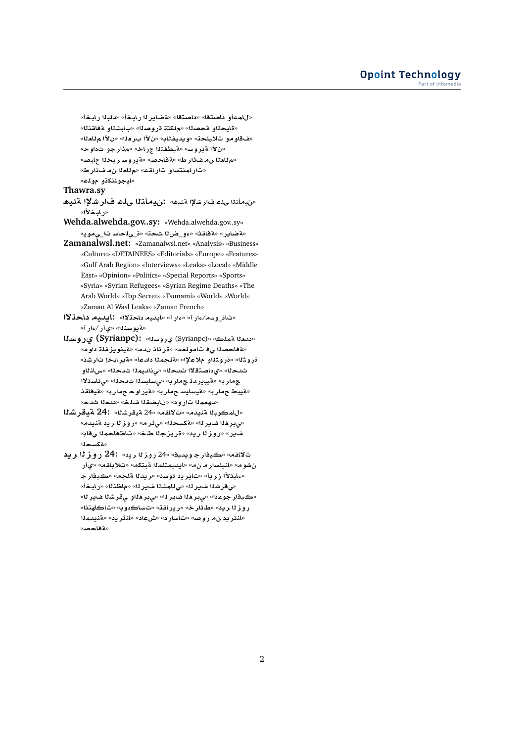«أخبار البلد» «أخبار الرياضة» «اقتصاد» «اقتصاد وأعمال»
«الصحة والحياة» «الصورة تتكلم» «الثقافة والشباب» «الثقافة»
«العالم» «العرب الآن» «بالفيديو» «تحليلات ومواقف»
«حوادث وجرائم» «خارج التغطية» «سورية الآن»
«صباح الخير سورية» «صحافة» «طرائف من العالم»
«عقارات واستثمارات» «طرائف من العالم»
«علوم وتكنولوجيا»

**Thawra.sy**

**هيئة الإشراف على التأمين:** «هيئة الإشراف على التأمين» «الأخبار»

**Wehda.alwehda.gov..sy:** «Wehda.alwehda.gov..sy» «يوميات_ساحلية» «تحت_الضوء» «ثقافة» «رياضة»

**Zamanalwsl.net:** «Zamanalwsl.net» «Analysis» «Business» «Culture» «DETAINEES» «Editorials» «Europe» «Features» «Gulf Arab Region» «Interviews» «Leaks» «Local» «Middle East» «Opinion» «Politics» «Special Reports» «Sports» «Syria» «Syrian Refugees» «Syrian Regime Deaths» «The Arab World» «Top Secret» «Tsunami» «World» «World» «Zaman Al Wasl Leaks» «Zaman French»

**الاتحاد ميديا:** «الاتحاد ميديا» «آراء» «آراء/مدو_ذات» «آراء/رأي» «النسوية»

**السوري (Syrianpc):** «السوري (Syrianpc)» «كلمة العدد» «معلومات في الصحافة» «مدن ثائرة» «مواد تلفزيونية» «نشرات إخبارية» «أعداد المجلة» «الإعلام والثورة» «الثورة» «الحدث الاقتصادي» «الحدث الميداني» «والذالس» «الحدث الإنساني» «الحدث السياسي» «برامج تدريبية» «برامج حوارية» «برامج سياسية» «برامج طبية» «ثقافية» «حدث العدد» «خلف القضبان» «دورات المعهد»

**الشرقية 24:** «الشرقية 24» «مقالات» «مدينة البوكمال» «مدينة دير الزور» «مرئي» «الحسكة» «الريف الغربي» «باقي المحافظات» «خط الجزيرة» «دير الزور» «ريف» «الحسكة»

**دير الزور 24:** «دير الزور 24» «فيديو جرافيك» «مقالات» «رأي» «مقابلات» «مكتبة الملتميديا» «من مراسلينا» «مشون» «جرافيك» «جملة الدير» «نسوة ديريات» «أبرز الأنباء» «أخبار» «النظام» «الريف الشمالي» «الريف الشرقي» «الريف الشرقي والغربي» «الريف الغربي» «انفوجرافيك» «انتهاكات» «بودكاست» «خرائط» «تقارير» «دير الزور» «صور من ديرتنا» «دراسات» «داعش» «ديرتنا» «المدينة» «صحافة»